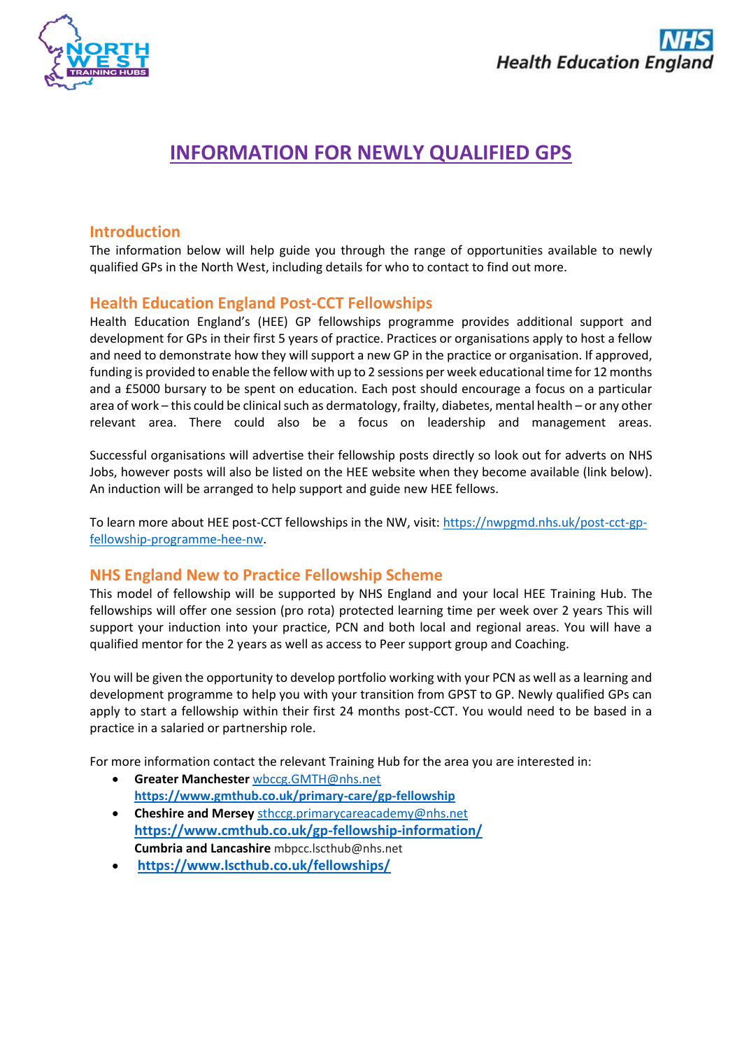# INFORMATION FOR NEWLY QUALIFIED GPS

## Introduction

The information below will help guide you through the range of opportunities available to newly qualified GPs in the North West, including details for who to contact to find out more.

## Health Education England Post-CCT Fellowships

Health Education England's (HEE) GP fellowships programme provides additional support and development for GPs in their first 5 years of practice. Practices or organisations apply to host a fellow and need to demonstrate how they will support a new GP in the practice or organisation. If approved, funding is provided to enable the fellow with up to 2 sessions per week educational time for 12 months and a £5000 bursary to be spent on education. Each post should encourage a focus on a particular area of work – this could be clinical such as dermatology, frailty, diabetes, mental health – or any other relevant area. There could also be a focus on leadership and management areas.

Successful organisations will advertise their fellowship posts directly so look out for adverts on NHS Jobs, however posts will also be listed on the HEE website when they become available (link below). An induction will be arranged to help support and guide new HEE fellows.

To learn more about HEE post-CCT fellowships in the NW, visit: https://nwpgmd.nhs.uk/post-cct-gp-fellowship-programme-hee-nw.

## NHS England New to Practice Fellowship Scheme

This model of fellowship will be supported by NHS England and your local HEE Training Hub. The fellowships will offer one session (pro rota) protected learning time per week over 2 years This will support your induction into your practice, PCN and both local and regional areas. You will have a qualified mentor for the 2 years as well as access to Peer support group and Coaching.

You will be given the opportunity to develop portfolio working with your PCN as well as a learning and development programme to help you with your transition from GPST to GP. Newly qualified GPs can apply to start a fellowship within their first 24 months post-CCT. You would need to be based in a practice in a salaried or partnership role.

For more information contact the relevant Training Hub for the area you are interested in:

- **Greater Manchester** wbccg.GMTH@nhs.net
  **https://www.gmthub.co.uk/primary-care/gp-fellowship**
- **Cheshire and Mersey** sthccg.primarycareacademy@nhs.net
  **https://www.cmthub.co.uk/gp-fellowship-information/**
  **Cumbria and Lancashire** mbpcc.lscthub@nhs.net
- **https://www.lscthub.co.uk/fellowships/**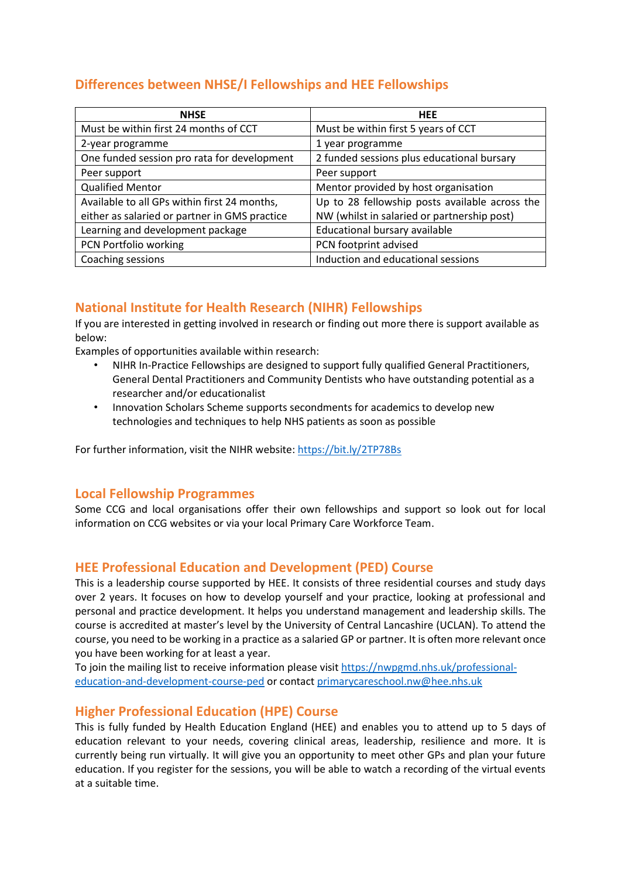## Differences between NHSE/I Fellowships and HEE Fellowships

| NHSE | HEE |
|---|---|
| Must be within first 24 months of CCT | Must be within first 5 years of CCT |
| 2-year programme | 1 year programme |
| One funded session pro rata for development | 2 funded sessions plus educational bursary |
| Peer support | Peer support |
| Qualified Mentor | Mentor provided by host organisation |
| Available to all GPs within first 24 months, either as salaried or partner in GMS practice | Up to 28 fellowship posts available across the NW (whilst in salaried or partnership post) |
| Learning and development package | Educational bursary available |
| PCN Portfolio working | PCN footprint advised |
| Coaching sessions | Induction and educational sessions |

## National Institute for Health Research (NIHR) Fellowships

If you are interested in getting involved in research or finding out more there is support available as below:

Examples of opportunities available within research:

- NIHR In-Practice Fellowships are designed to support fully qualified General Practitioners, General Dental Practitioners and Community Dentists who have outstanding potential as a researcher and/or educationalist
- Innovation Scholars Scheme supports secondments for academics to develop new technologies and techniques to help NHS patients as soon as possible

For further information, visit the NIHR website: https://bit.ly/2TP78Bs

## Local Fellowship Programmes

Some CCG and local organisations offer their own fellowships and support so look out for local information on CCG websites or via your local Primary Care Workforce Team.

## HEE Professional Education and Development (PED) Course

This is a leadership course supported by HEE. It consists of three residential courses and study days over 2 years. It focuses on how to develop yourself and your practice, looking at professional and personal and practice development. It helps you understand management and leadership skills. The course is accredited at master's level by the University of Central Lancashire (UCLAN). To attend the course, you need to be working in a practice as a salaried GP or partner. It is often more relevant once you have been working for at least a year.

To join the mailing list to receive information please visit https://nwpgmd.nhs.uk/professional-education-and-development-course-ped or contact primarycareschool.nw@hee.nhs.uk

## Higher Professional Education (HPE) Course

This is fully funded by Health Education England (HEE) and enables you to attend up to 5 days of education relevant to your needs, covering clinical areas, leadership, resilience and more. It is currently being run virtually. It will give you an opportunity to meet other GPs and plan your future education. If you register for the sessions, you will be able to watch a recording of the virtual events at a suitable time.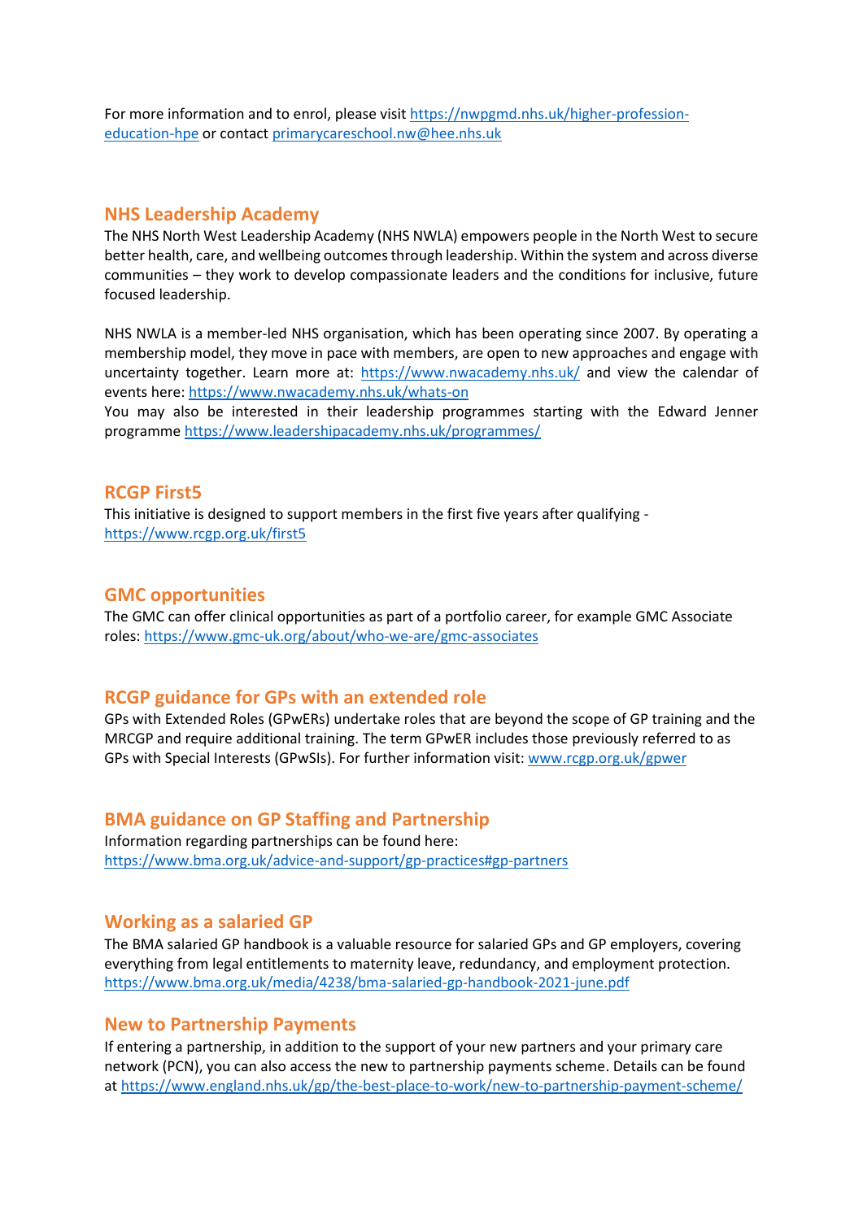For more information and to enrol, please visit https://nwpgmd.nhs.uk/higher-profession-education-hpe or contact primarycareschool.nw@hee.nhs.uk

## NHS Leadership Academy

The NHS North West Leadership Academy (NHS NWLA) empowers people in the North West to secure better health, care, and wellbeing outcomes through leadership. Within the system and across diverse communities – they work to develop compassionate leaders and the conditions for inclusive, future focused leadership.

NHS NWLA is a member-led NHS organisation, which has been operating since 2007. By operating a membership model, they move in pace with members, are open to new approaches and engage with uncertainty together. Learn more at: https://www.nwacademy.nhs.uk/ and view the calendar of events here: https://www.nwacademy.nhs.uk/whats-on
You may also be interested in their leadership programmes starting with the Edward Jenner programme https://www.leadershipacademy.nhs.uk/programmes/

## RCGP First5

This initiative is designed to support members in the first five years after qualifying - https://www.rcgp.org.uk/first5

## GMC opportunities

The GMC can offer clinical opportunities as part of a portfolio career, for example GMC Associate roles: https://www.gmc-uk.org/about/who-we-are/gmc-associates

## RCGP guidance for GPs with an extended role

GPs with Extended Roles (GPwERs) undertake roles that are beyond the scope of GP training and the MRCGP and require additional training. The term GPwER includes those previously referred to as GPs with Special Interests (GPwSIs). For further information visit: www.rcgp.org.uk/gpwer

## BMA guidance on GP Staffing and Partnership

Information regarding partnerships can be found here:
https://www.bma.org.uk/advice-and-support/gp-practices#gp-partners

## Working as a salaried GP

The BMA salaried GP handbook is a valuable resource for salaried GPs and GP employers, covering everything from legal entitlements to maternity leave, redundancy, and employment protection.
https://www.bma.org.uk/media/4238/bma-salaried-gp-handbook-2021-june.pdf

## New to Partnership Payments

If entering a partnership, in addition to the support of your new partners and your primary care network (PCN), you can also access the new to partnership payments scheme. Details can be found at https://www.england.nhs.uk/gp/the-best-place-to-work/new-to-partnership-payment-scheme/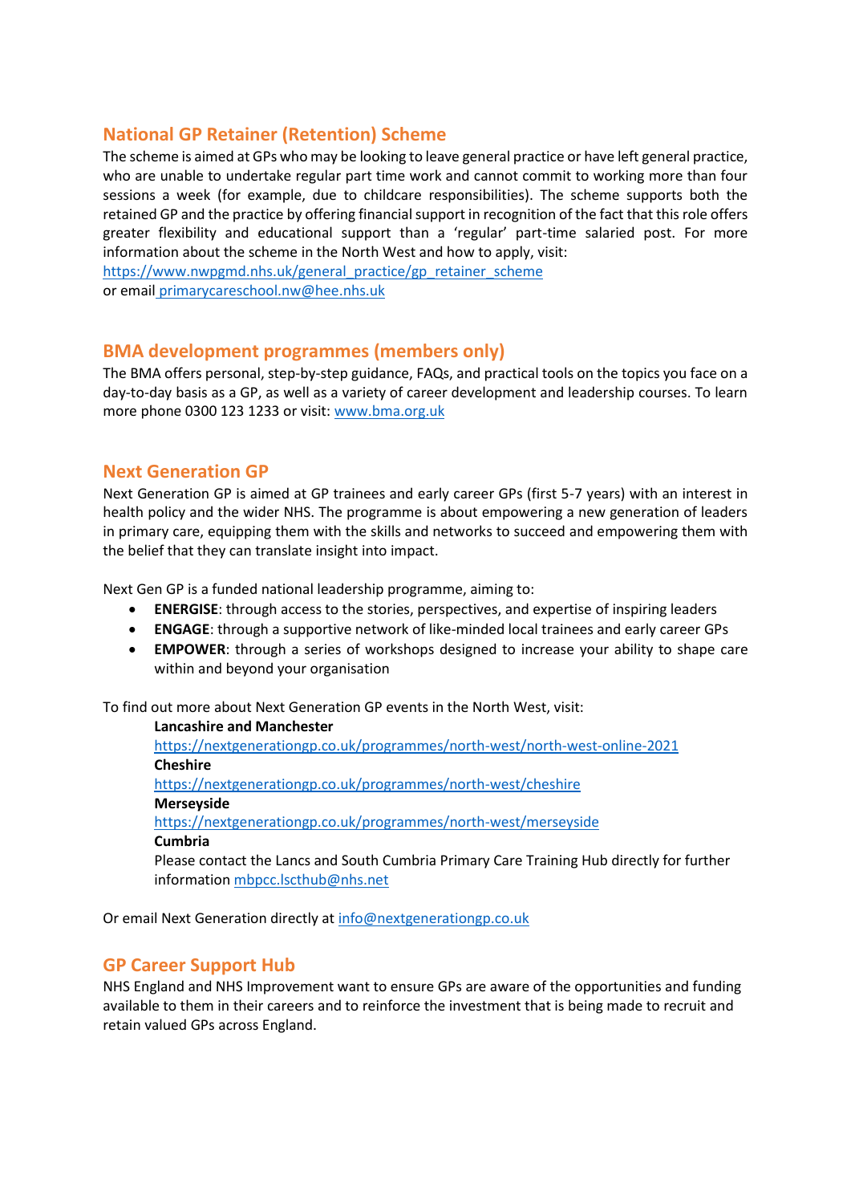## National GP Retainer (Retention) Scheme

The scheme is aimed at GPs who may be looking to leave general practice or have left general practice, who are unable to undertake regular part time work and cannot commit to working more than four sessions a week (for example, due to childcare responsibilities). The scheme supports both the retained GP and the practice by offering financial support in recognition of the fact that this role offers greater flexibility and educational support than a 'regular' part-time salaried post. For more information about the scheme in the North West and how to apply, visit:
https://www.nwpgmd.nhs.uk/general_practice/gp_retainer_scheme
or email primarycareschool.nw@hee.nhs.uk

## BMA development programmes (members only)

The BMA offers personal, step-by-step guidance, FAQs, and practical tools on the topics you face on a day-to-day basis as a GP, as well as a variety of career development and leadership courses. To learn more phone 0300 123 1233 or visit: www.bma.org.uk

## Next Generation GP

Next Generation GP is aimed at GP trainees and early career GPs (first 5-7 years) with an interest in health policy and the wider NHS. The programme is about empowering a new generation of leaders in primary care, equipping them with the skills and networks to succeed and empowering them with the belief that they can translate insight into impact.

Next Gen GP is a funded national leadership programme, aiming to:

- **ENERGISE**: through access to the stories, perspectives, and expertise of inspiring leaders
- **ENGAGE**: through a supportive network of like-minded local trainees and early career GPs
- **EMPOWER**: through a series of workshops designed to increase your ability to shape care within and beyond your organisation

To find out more about Next Generation GP events in the North West, visit:

**Lancashire and Manchester**
https://nextgenerationgp.co.uk/programmes/north-west/north-west-online-2021
**Cheshire**
https://nextgenerationgp.co.uk/programmes/north-west/cheshire
**Merseyside**
https://nextgenerationgp.co.uk/programmes/north-west/merseyside
**Cumbria**
Please contact the Lancs and South Cumbria Primary Care Training Hub directly for further information mbpcc.lscthub@nhs.net

Or email Next Generation directly at info@nextgenerationgp.co.uk

## GP Career Support Hub

NHS England and NHS Improvement want to ensure GPs are aware of the opportunities and funding available to them in their careers and to reinforce the investment that is being made to recruit and retain valued GPs across England.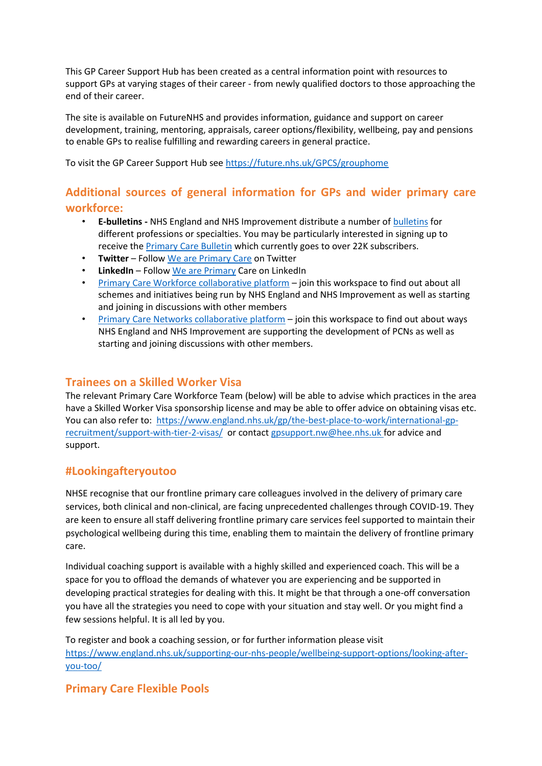This GP Career Support Hub has been created as a central information point with resources to support GPs at varying stages of their career - from newly qualified doctors to those approaching the end of their career.

The site is available on FutureNHS and provides information, guidance and support on career development, training, mentoring, appraisals, career options/flexibility, wellbeing, pay and pensions to enable GPs to realise fulfilling and rewarding careers in general practice.

To visit the GP Career Support Hub see https://future.nhs.uk/GPCS/grouphome

## Additional sources of general information for GPs and wider primary care workforce:

- **E-bulletins -** NHS England and NHS Improvement distribute a number of bulletins for different professions or specialties. You may be particularly interested in signing up to receive the Primary Care Bulletin which currently goes to over 22K subscribers.
- **Twitter** – Follow We are Primary Care on Twitter
- **LinkedIn** – Follow We are Primary Care on LinkedIn
- Primary Care Workforce collaborative platform – join this workspace to find out about all schemes and initiatives being run by NHS England and NHS Improvement as well as starting and joining in discussions with other members
- Primary Care Networks collaborative platform – join this workspace to find out about ways NHS England and NHS Improvement are supporting the development of PCNs as well as starting and joining discussions with other members.

## Trainees on a Skilled Worker Visa

The relevant Primary Care Workforce Team (below) will be able to advise which practices in the area have a Skilled Worker Visa sponsorship license and may be able to offer advice on obtaining visas etc. You can also refer to: https://www.england.nhs.uk/gp/the-best-place-to-work/international-gp-recruitment/support-with-tier-2-visas/ or contact gpsupport.nw@hee.nhs.uk for advice and support.

## #Lookingafteryoutoo

NHSE recognise that our frontline primary care colleagues involved in the delivery of primary care services, both clinical and non-clinical, are facing unprecedented challenges through COVID-19. They are keen to ensure all staff delivering frontline primary care services feel supported to maintain their psychological wellbeing during this time, enabling them to maintain the delivery of frontline primary care.

Individual coaching support is available with a highly skilled and experienced coach. This will be a space for you to offload the demands of whatever you are experiencing and be supported in developing practical strategies for dealing with this. It might be that through a one-off conversation you have all the strategies you need to cope with your situation and stay well. Or you might find a few sessions helpful. It is all led by you.

To register and book a coaching session, or for further information please visit https://www.england.nhs.uk/supporting-our-nhs-people/wellbeing-support-options/looking-after-you-too/

## Primary Care Flexible Pools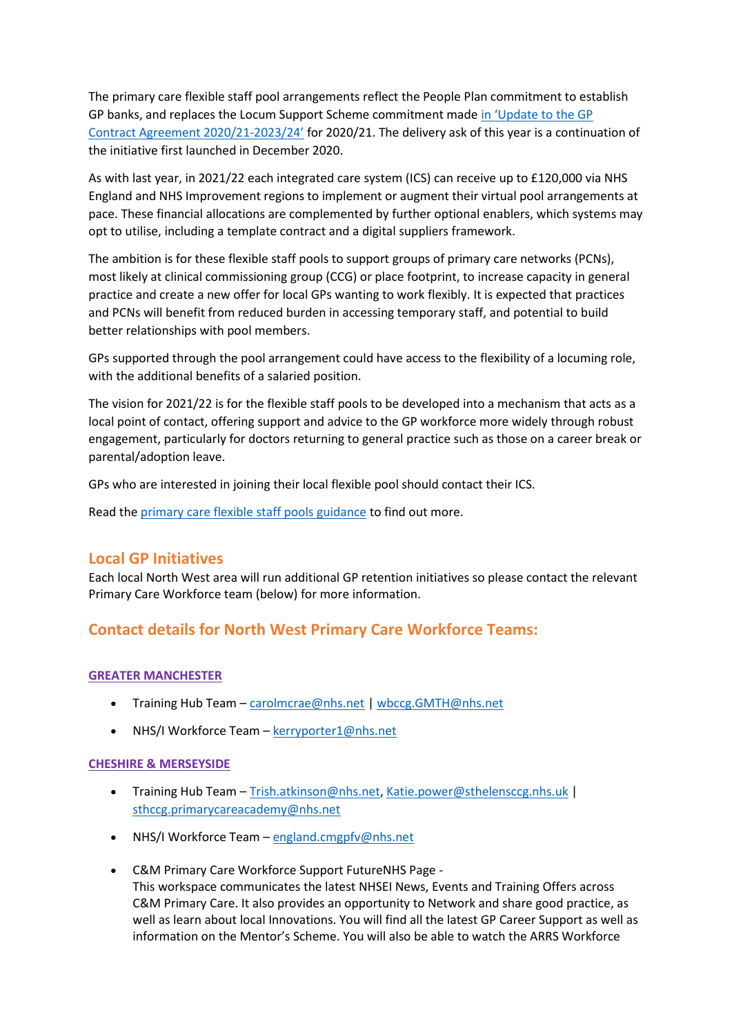The primary care flexible staff pool arrangements reflect the People Plan commitment to establish GP banks, and replaces the Locum Support Scheme commitment made in 'Update to the GP Contract Agreement 2020/21-2023/24' for 2020/21. The delivery ask of this year is a continuation of the initiative first launched in December 2020.

As with last year, in 2021/22 each integrated care system (ICS) can receive up to £120,000 via NHS England and NHS Improvement regions to implement or augment their virtual pool arrangements at pace. These financial allocations are complemented by further optional enablers, which systems may opt to utilise, including a template contract and a digital suppliers framework.

The ambition is for these flexible staff pools to support groups of primary care networks (PCNs), most likely at clinical commissioning group (CCG) or place footprint, to increase capacity in general practice and create a new offer for local GPs wanting to work flexibly. It is expected that practices and PCNs will benefit from reduced burden in accessing temporary staff, and potential to build better relationships with pool members.

GPs supported through the pool arrangement could have access to the flexibility of a locuming role, with the additional benefits of a salaried position.

The vision for 2021/22 is for the flexible staff pools to be developed into a mechanism that acts as a local point of contact, offering support and advice to the GP workforce more widely through robust engagement, particularly for doctors returning to general practice such as those on a career break or parental/adoption leave.

GPs who are interested in joining their local flexible pool should contact their ICS.

Read the primary care flexible staff pools guidance to find out more.

## Local GP Initiatives

Each local North West area will run additional GP retention initiatives so please contact the relevant Primary Care Workforce team (below) for more information.

## Contact details for North West Primary Care Workforce Teams:

### GREATER MANCHESTER

- Training Hub Team – carolmcrae@nhs.net | wbccg.GMTH@nhs.net
- NHS/I Workforce Team – kerryporter1@nhs.net

### CHESHIRE & MERSEYSIDE

- Training Hub Team – Trish.atkinson@nhs.net, Katie.power@sthelensccg.nhs.uk | sthccg.primarycareacademy@nhs.net
- NHS/I Workforce Team – england.cmgpfv@nhs.net
- C&M Primary Care Workforce Support FutureNHS Page -
  This workspace communicates the latest NHSEI News, Events and Training Offers across C&M Primary Care. It also provides an opportunity to Network and share good practice, as well as learn about local Innovations. You will find all the latest GP Career Support as well as information on the Mentor's Scheme. You will also be able to watch the ARRS Workforce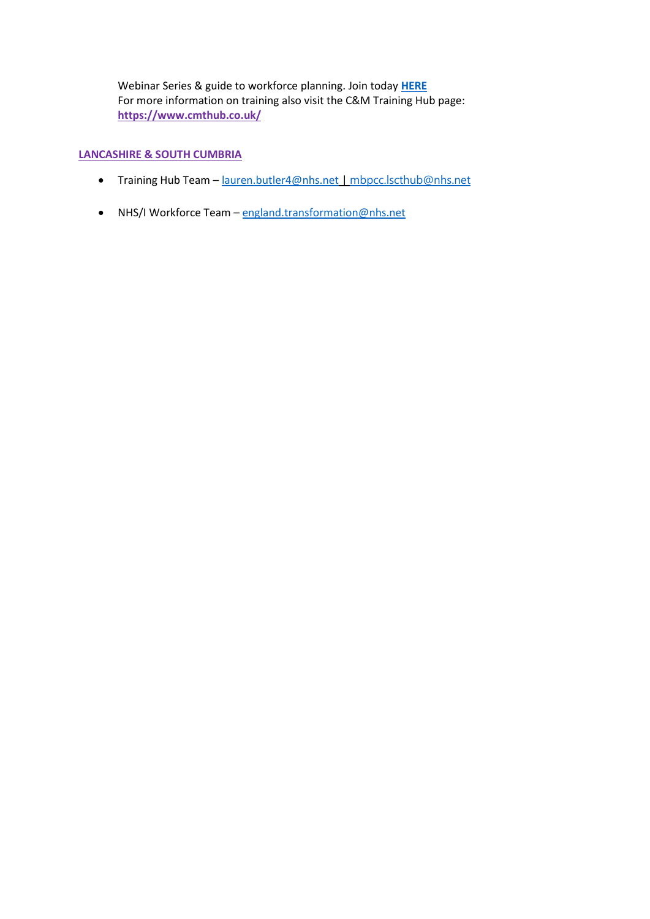Webinar Series & guide to workforce planning. Join today **HERE**
For more information on training also visit the C&M Training Hub page: **https://www.cmthub.co.uk/**

## LANCASHIRE & SOUTH CUMBRIA

- Training Hub Team – lauren.butler4@nhs.net | mbpcc.lscthub@nhs.net

- NHS/I Workforce Team – england.transformation@nhs.net